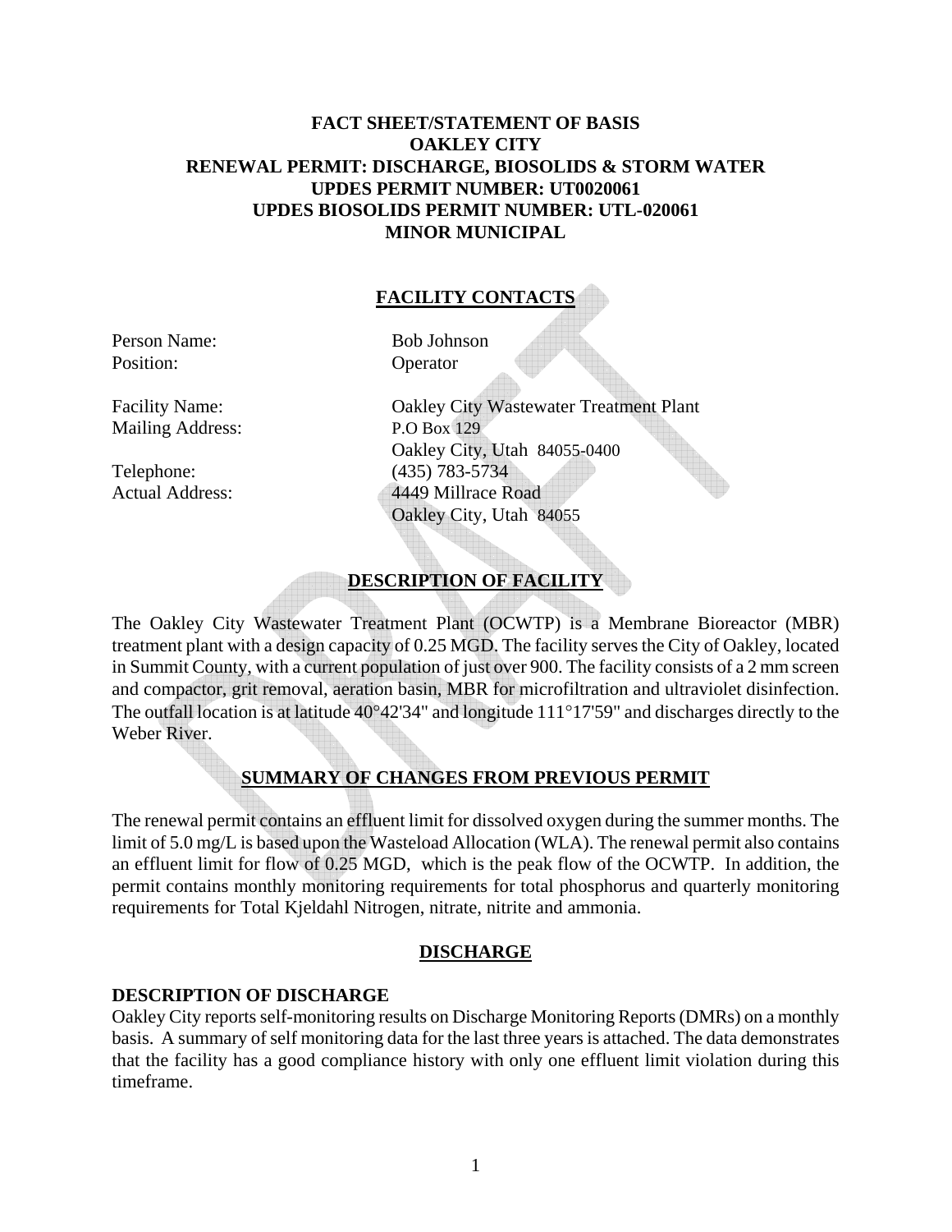# FACT SHEET/STATEMENT OF BASIS
# OAKLEY CITY
# RENEWAL PERMIT: DISCHARGE, BIOSOLIDS & STORM WATER
# UPDES PERMIT NUMBER: UT0020061
# UPDES BIOSOLIDS PERMIT NUMBER: UTL-020061
# MINOR MUNICIPAL

## FACILITY CONTACTS

Person Name: Bob Johnson
Position: Operator

Facility Name: Oakley City Wastewater Treatment Plant
Mailing Address: P.O Box 129
Oakley City, Utah 84055-0400
Telephone: (435) 783-5734
Actual Address: 4449 Millrace Road
Oakley City, Utah 84055

## DESCRIPTION OF FACILITY

The Oakley City Wastewater Treatment Plant (OCWTP) is a Membrane Bioreactor (MBR) treatment plant with a design capacity of 0.25 MGD. The facility serves the City of Oakley, located in Summit County, with a current population of just over 900. The facility consists of a 2 mm screen and compactor, grit removal, aeration basin, MBR for microfiltration and ultraviolet disinfection. The outfall location is at latitude 40°42'34" and longitude 111°17'59" and discharges directly to the Weber River.

## SUMMARY OF CHANGES FROM PREVIOUS PERMIT

The renewal permit contains an effluent limit for dissolved oxygen during the summer months. The limit of 5.0 mg/L is based upon the Wasteload Allocation (WLA). The renewal permit also contains an effluent limit for flow of 0.25 MGD, which is the peak flow of the OCWTP. In addition, the permit contains monthly monitoring requirements for total phosphorus and quarterly monitoring requirements for Total Kjeldahl Nitrogen, nitrate, nitrite and ammonia.

## DISCHARGE

### DESCRIPTION OF DISCHARGE

Oakley City reports self-monitoring results on Discharge Monitoring Reports (DMRs) on a monthly basis. A summary of self monitoring data for the last three years is attached. The data demonstrates that the facility has a good compliance history with only one effluent limit violation during this timeframe.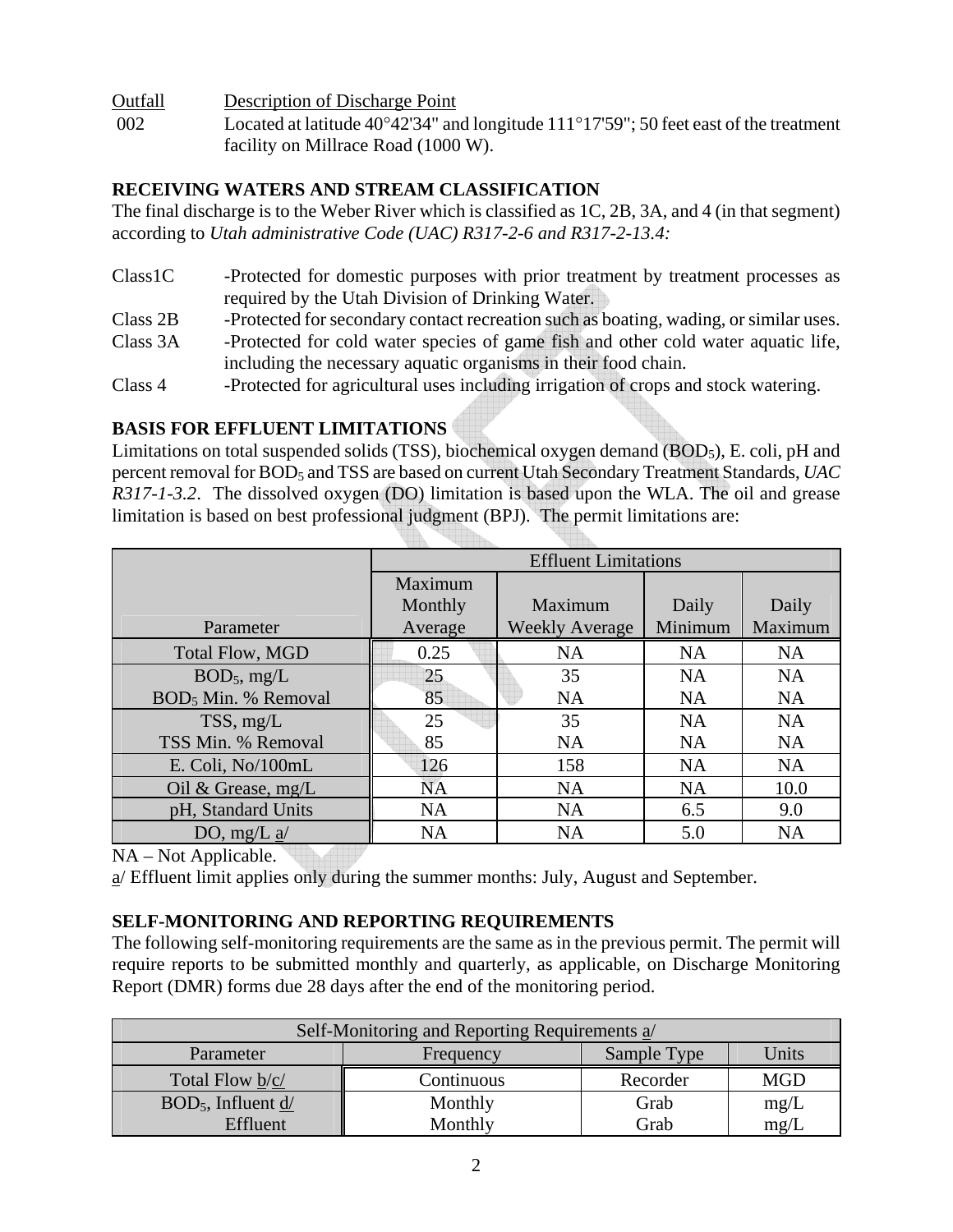| Outfall | Description of Discharge Point |
|---|---|
| 002 | Located at latitude 40°42'34" and longitude 111°17'59"; 50 feet east of the treatment facility on Millrace Road (1000 W). |

## RECEIVING WATERS AND STREAM CLASSIFICATION

The final discharge is to the Weber River which is classified as 1C, 2B, 3A, and 4 (in that segment) according to *Utah administrative Code (UAC) R317-2-6 and R317-2-13.4:*

| | |
|---|---|
| Class1C | -Protected for domestic purposes with prior treatment by treatment processes as required by the Utah Division of Drinking Water. |
| Class 2B | -Protected for secondary contact recreation such as boating, wading, or similar uses. |
| Class 3A | -Protected for cold water species of game fish and other cold water aquatic life, including the necessary aquatic organisms in their food chain. |
| Class 4 | -Protected for agricultural uses including irrigation of crops and stock watering. |

## BASIS FOR EFFLUENT LIMITATIONS

Limitations on total suspended solids (TSS), biochemical oxygen demand ($BOD_5$), E. coli, pH and percent removal for $BOD_5$ and TSS are based on current Utah Secondary Treatment Standards, *UAC R317-1-3.2*. The dissolved oxygen (DO) limitation is based upon the WLA. The oil and grease limitation is based on best professional judgment (BPJ). The permit limitations are:

| | Effluent Limitations | | | |
|---|---|---|---|---|
| Parameter | Maximum Monthly Average | Maximum Weekly Average | Daily Minimum | Daily Maximum |
| Total Flow, MGD | 0.25 | NA | NA | NA |
| $BOD_5$, mg/L | 25 | 35 | NA | NA |
| $BOD_5$ Min. % Removal | 85 | NA | NA | NA |
| TSS, mg/L | 25 | 35 | NA | NA |
| TSS Min. % Removal | 85 | NA | NA | NA |
| E. Coli, No/100mL | 126 | 158 | NA | NA |
| Oil & Grease, mg/L | NA | NA | NA | 10.0 |
| pH, Standard Units | NA | NA | 6.5 | 9.0 |
| DO, mg/L a/ | NA | NA | 5.0 | NA |

NA – Not Applicable.

a/ Effluent limit applies only during the summer months: July, August and September.

## SELF-MONITORING AND REPORTING REQUIREMENTS

The following self-monitoring requirements are the same as in the previous permit. The permit will require reports to be submitted monthly and quarterly, as applicable, on Discharge Monitoring Report (DMR) forms due 28 days after the end of the monitoring period.

| Self-Monitoring and Reporting Requirements a/ | | | |
|---|---|---|---|
| Parameter | Frequency | Sample Type | Units |
| Total Flow b/c/ | Continuous | Recorder | MGD |
| $BOD_5$, Influent d/ | Monthly | Grab | mg/L |
| Effluent | Monthly | Grab | mg/L |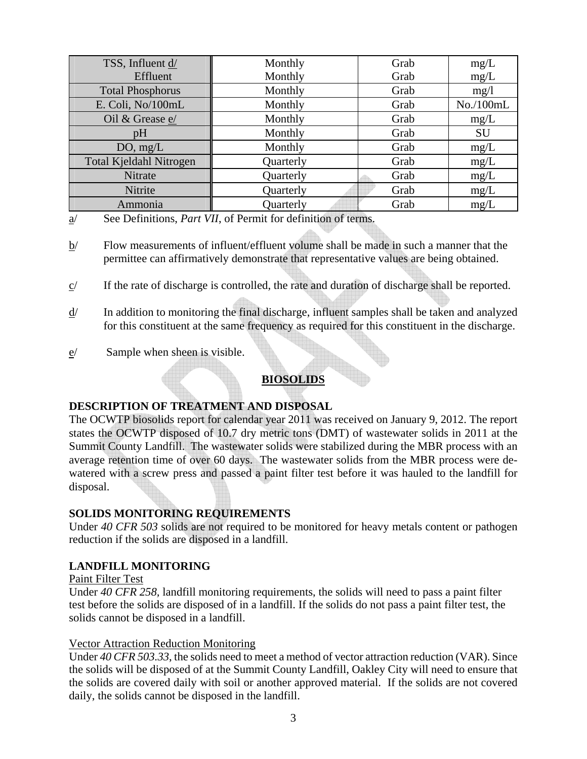| TSS, Influent d/ Effluent | Monthly Monthly | Grab Grab | mg/L mg/L |
|---|---|---|---|
| Total Phosphorus | Monthly | Grab | mg/l |
| E. Coli, No/100mL | Monthly | Grab | No./100mL |
| Oil & Grease e/ | Monthly | Grab | mg/L |
| pH | Monthly | Grab | SU |
| DO, mg/L | Monthly | Grab | mg/L |
| Total Kjeldahl Nitrogen | Quarterly | Grab | mg/L |
| Nitrate | Quarterly | Grab | mg/L |
| Nitrite | Quarterly | Grab | mg/L |
| Ammonia | Quarterly | Grab | mg/L |

a/ See Definitions, *Part VII*, of Permit for definition of terms.

b/ Flow measurements of influent/effluent volume shall be made in such a manner that the permittee can affirmatively demonstrate that representative values are being obtained.

c/ If the rate of discharge is controlled, the rate and duration of discharge shall be reported.

d/ In addition to monitoring the final discharge, influent samples shall be taken and analyzed for this constituent at the same frequency as required for this constituent in the discharge.

e/ Sample when sheen is visible.

## BIOSOLIDS

### DESCRIPTION OF TREATMENT AND DISPOSAL

The OCWTP biosolids report for calendar year 2011 was received on January 9, 2012. The report states the OCWTP disposed of 10.7 dry metric tons (DMT) of wastewater solids in 2011 at the Summit County Landfill. The wastewater solids were stabilized during the MBR process with an average retention time of over 60 days. The wastewater solids from the MBR process were de-watered with a screw press and passed a paint filter test before it was hauled to the landfill for disposal.

### SOLIDS MONITORING REQUIREMENTS

Under *40 CFR 503* solids are not required to be monitored for heavy metals content or pathogen reduction if the solids are disposed in a landfill.

### LANDFILL MONITORING

Paint Filter Test

Under *40 CFR 258*, landfill monitoring requirements, the solids will need to pass a paint filter test before the solids are disposed of in a landfill. If the solids do not pass a paint filter test, the solids cannot be disposed in a landfill.

Vector Attraction Reduction Monitoring

Under *40 CFR 503.33*, the solids need to meet a method of vector attraction reduction (VAR). Since the solids will be disposed of at the Summit County Landfill, Oakley City will need to ensure that the solids are covered daily with soil or another approved material. If the solids are not covered daily, the solids cannot be disposed in the landfill.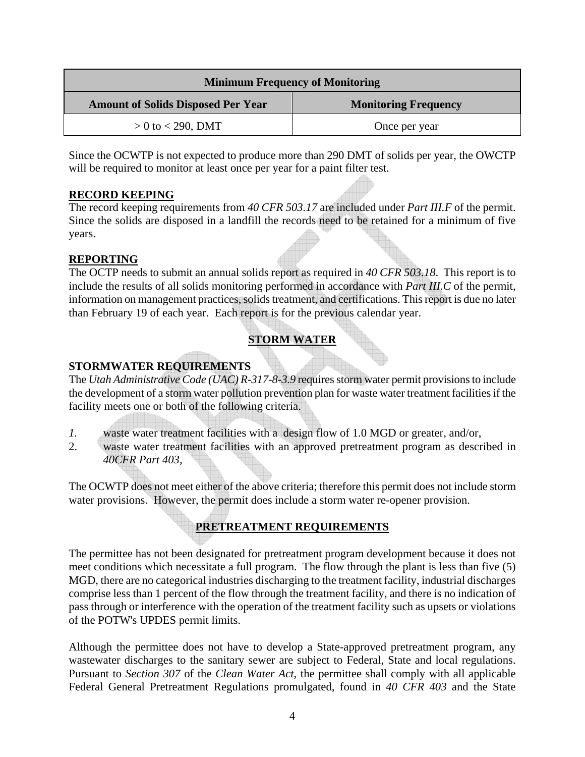| Minimum Frequency of Monitoring | |
|---|---|
| **Amount of Solids Disposed Per Year** | **Monitoring Frequency** |
| > 0 to < 290, DMT | Once per year |

Since the OCWTP is not expected to produce more than 290 DMT of solids per year, the OWCTP will be required to monitor at least once per year for a paint filter test.

**RECORD KEEPING**

The record keeping requirements from *40 CFR 503.17* are included under *Part III.F* of the permit. Since the solids are disposed in a landfill the records need to be retained for a minimum of five years.

**REPORTING**

The OCTP needs to submit an annual solids report as required in *40 CFR 503.18*. This report is to include the results of all solids monitoring performed in accordance with *Part III.C* of the permit, information on management practices, solids treatment, and certifications. This report is due no later than February 19 of each year. Each report is for the previous calendar year.

## STORM WATER

**STORMWATER REQUIREMENTS**

The *Utah Administrative Code (UAC) R-317-8-3.9* requires storm water permit provisions to include the development of a storm water pollution prevention plan for waste water treatment facilities if the facility meets one or both of the following criteria.

1. waste water treatment facilities with a design flow of 1.0 MGD or greater, and/or,
2. waste water treatment facilities with an approved pretreatment program as described in *40CFR Part 403*,

The OCWTP does not meet either of the above criteria; therefore this permit does not include storm water provisions. However, the permit does include a storm water re-opener provision.

## PRETREATMENT REQUIREMENTS

The permittee has not been designated for pretreatment program development because it does not meet conditions which necessitate a full program. The flow through the plant is less than five (5) MGD, there are no categorical industries discharging to the treatment facility, industrial discharges comprise less than 1 percent of the flow through the treatment facility, and there is no indication of pass through or interference with the operation of the treatment facility such as upsets or violations of the POTW's UPDES permit limits.

Although the permittee does not have to develop a State-approved pretreatment program, any wastewater discharges to the sanitary sewer are subject to Federal, State and local regulations. Pursuant to *Section 307* of the *Clean Water Act*, the permittee shall comply with all applicable Federal General Pretreatment Regulations promulgated, found in *40 CFR 403* and the State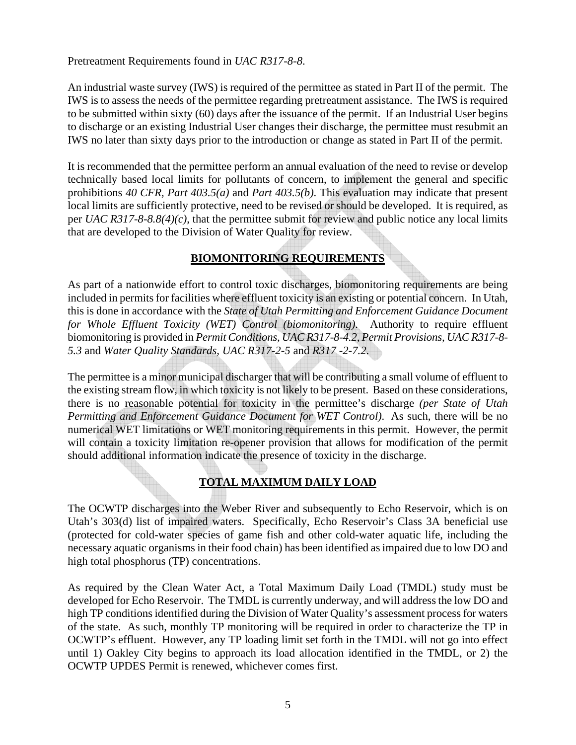Pretreatment Requirements found in *UAC R317-8-8*.

An industrial waste survey (IWS) is required of the permittee as stated in Part II of the permit. The IWS is to assess the needs of the permittee regarding pretreatment assistance. The IWS is required to be submitted within sixty (60) days after the issuance of the permit. If an Industrial User begins to discharge or an existing Industrial User changes their discharge, the permittee must resubmit an IWS no later than sixty days prior to the introduction or change as stated in Part II of the permit.

It is recommended that the permittee perform an annual evaluation of the need to revise or develop technically based local limits for pollutants of concern, to implement the general and specific prohibitions *40 CFR, Part 403.5(a)* and *Part 403.5(b)*. This evaluation may indicate that present local limits are sufficiently protective, need to be revised or should be developed. It is required, as per *UAC R317-8-8.8(4)(c)*, that the permittee submit for review and public notice any local limits that are developed to the Division of Water Quality for review.

## BIOMONITORING REQUIREMENTS

As part of a nationwide effort to control toxic discharges, biomonitoring requirements are being included in permits for facilities where effluent toxicity is an existing or potential concern. In Utah, this is done in accordance with the *State of Utah Permitting and Enforcement Guidance Document for Whole Effluent Toxicity (WET) Control (biomonitoring)*. Authority to require effluent biomonitoring is provided in *Permit Conditions, UAC R317-8-4.2, Permit Provisions, UAC R317-8-5.3* and *Water Quality Standards, UAC R317-2-5* and *R317 -2-7.2*.

The permittee is a minor municipal discharger that will be contributing a small volume of effluent to the existing stream flow, in which toxicity is not likely to be present. Based on these considerations, there is no reasonable potential for toxicity in the permittee's discharge *(per State of Utah Permitting and Enforcement Guidance Document for WET Control)*. As such, there will be no numerical WET limitations or WET monitoring requirements in this permit. However, the permit will contain a toxicity limitation re-opener provision that allows for modification of the permit should additional information indicate the presence of toxicity in the discharge.

## TOTAL MAXIMUM DAILY LOAD

The OCWTP discharges into the Weber River and subsequently to Echo Reservoir, which is on Utah's 303(d) list of impaired waters. Specifically, Echo Reservoir's Class 3A beneficial use (protected for cold-water species of game fish and other cold-water aquatic life, including the necessary aquatic organisms in their food chain) has been identified as impaired due to low DO and high total phosphorus (TP) concentrations.

As required by the Clean Water Act, a Total Maximum Daily Load (TMDL) study must be developed for Echo Reservoir. The TMDL is currently underway, and will address the low DO and high TP conditions identified during the Division of Water Quality's assessment process for waters of the state. As such, monthly TP monitoring will be required in order to characterize the TP in OCWTP's effluent. However, any TP loading limit set forth in the TMDL will not go into effect until 1) Oakley City begins to approach its load allocation identified in the TMDL, or 2) the OCWTP UPDES Permit is renewed, whichever comes first.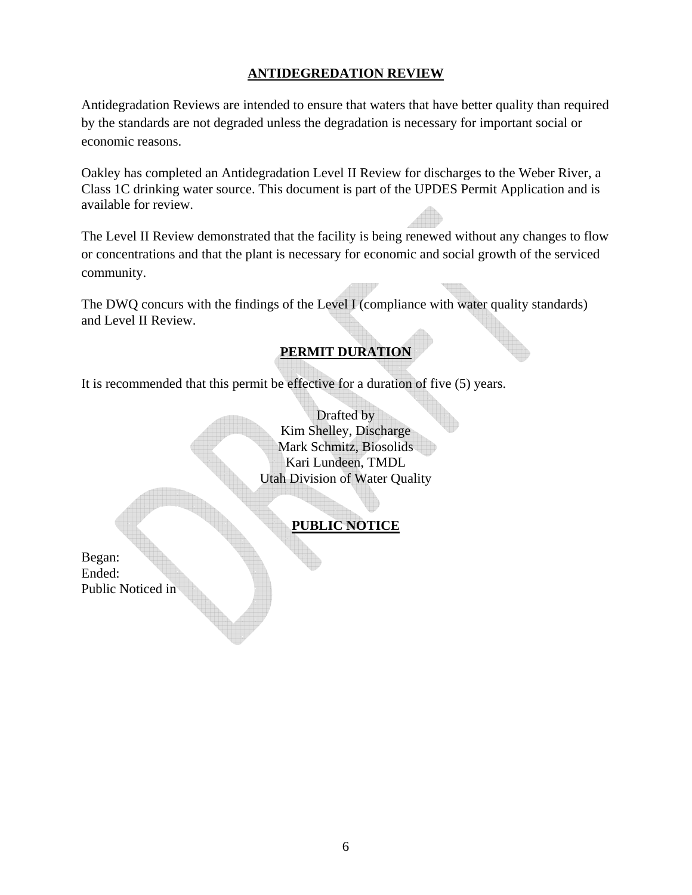## ANTIDEGREDATION REVIEW

Antidegradation Reviews are intended to ensure that waters that have better quality than required by the standards are not degraded unless the degradation is necessary for important social or economic reasons.

Oakley has completed an Antidegradation Level II Review for discharges to the Weber River, a Class 1C drinking water source. This document is part of the UPDES Permit Application and is available for review.

The Level II Review demonstrated that the facility is being renewed without any changes to flow or concentrations and that the plant is necessary for economic and social growth of the serviced community.

The DWQ concurs with the findings of the Level I (compliance with water quality standards) and Level II Review.

## PERMIT DURATION

It is recommended that this permit be effective for a duration of five (5) years.

Drafted by
Kim Shelley, Discharge
Mark Schmitz, Biosolids
Kari Lundeen, TMDL
Utah Division of Water Quality

## PUBLIC NOTICE

Began:
Ended:
Public Noticed in